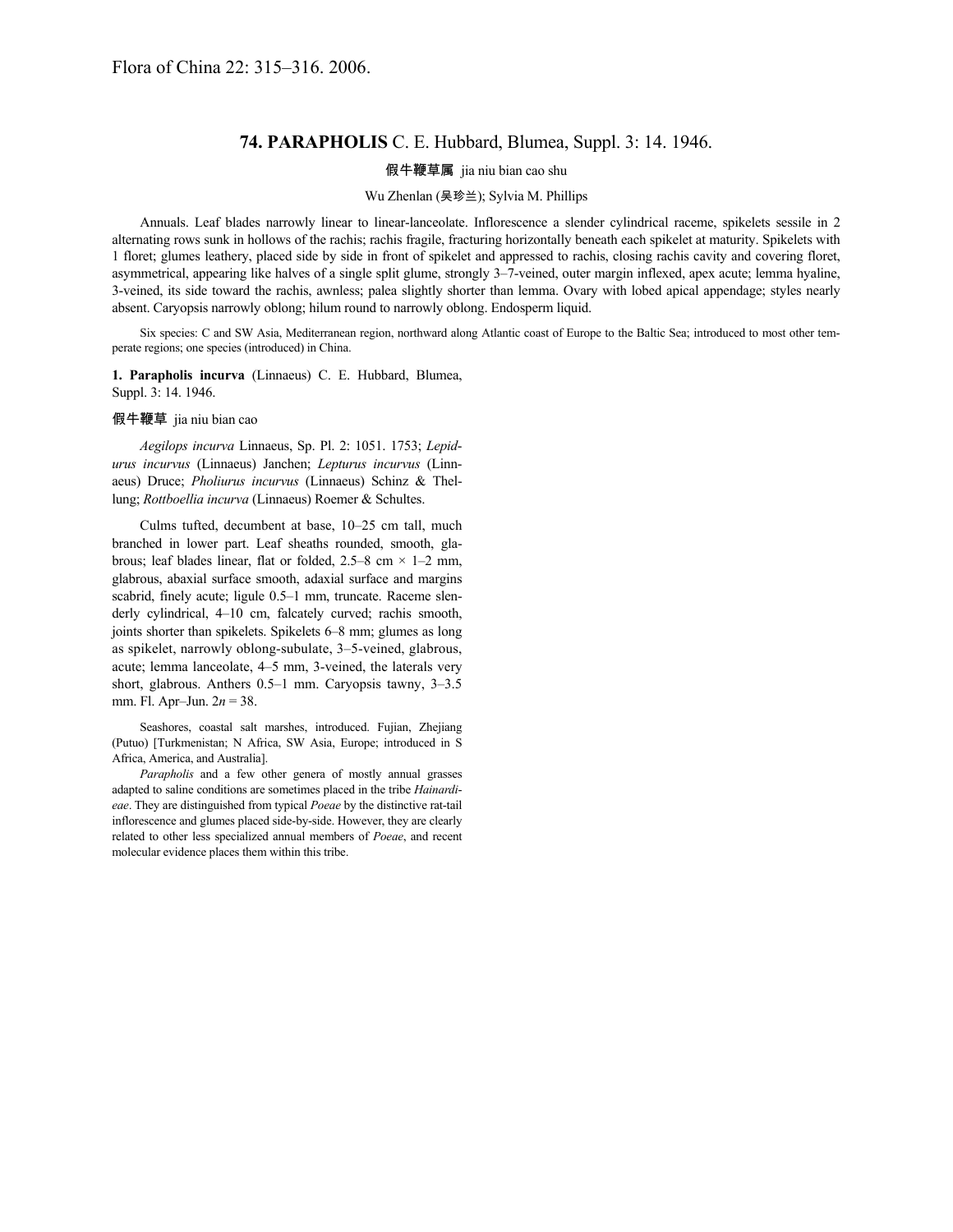Flora of China 22: 315–316. 2006.

# 74. PARAPHOLIS C. E. Hubbard, Blumea, Suppl. 3: 14. 1946.

**假牛鞭草属** jia niu bian cao shu

Wu Zhenlan (吴珍兰); Sylvia M. Phillips

Annuals. Leaf blades narrowly linear to linear-lanceolate. Inflorescence a slender cylindrical raceme, spikelets sessile in 2 alternating rows sunk in hollows of the rachis; rachis fragile, fracturing horizontally beneath each spikelet at maturity. Spikelets with 1 floret; glumes leathery, placed side by side in front of spikelet and appressed to rachis, closing rachis cavity and covering floret, asymmetrical, appearing like halves of a single split glume, strongly 3–7-veined, outer margin inflexed, apex acute; lemma hyaline, 3-veined, its side toward the rachis, awnless; palea slightly shorter than lemma. Ovary with lobed apical appendage; styles nearly absent. Caryopsis narrowly oblong; hilum round to narrowly oblong. Endosperm liquid.

Six species: C and SW Asia, Mediterranean region, northward along Atlantic coast of Europe to the Baltic Sea; introduced to most other temperate regions; one species (introduced) in China.

**1. Parapholis incurva** (Linnaeus) C. E. Hubbard, Blumea, Suppl. 3: 14. 1946.

**假牛鞭草** jia niu bian cao

*Aegilops incurva* Linnaeus, Sp. Pl. 2: 1051. 1753; *Lepidurus incurvus* (Linnaeus) Janchen; *Lepturus incurvus* (Linnaeus) Druce; *Pholiurus incurvus* (Linnaeus) Schinz & Thellung; *Rottboellia incurva* (Linnaeus) Roemer & Schultes.

Culms tufted, decumbent at base, 10–25 cm tall, much branched in lower part. Leaf sheaths rounded, smooth, glabrous; leaf blades linear, flat or folded, 2.5–8 cm × 1–2 mm, glabrous, abaxial surface smooth, adaxial surface and margins scabrid, finely acute; ligule 0.5–1 mm, truncate. Raceme slenderly cylindrical, 4–10 cm, falcately curved; rachis smooth, joints shorter than spikelets. Spikelets 6–8 mm; glumes as long as spikelet, narrowly oblong-subulate, 3–5-veined, glabrous, acute; lemma lanceolate, 4–5 mm, 3-veined, the laterals very short, glabrous. Anthers 0.5–1 mm. Caryopsis tawny, 3–3.5 mm. Fl. Apr–Jun. $2n = 38$.

Seashores, coastal salt marshes, introduced. Fujian, Zhejiang (Putuo) [Turkmenistan; N Africa, SW Asia, Europe; introduced in S Africa, America, and Australia].

*Parapholis* and a few other genera of mostly annual grasses adapted to saline conditions are sometimes placed in the tribe *Hainardieae*. They are distinguished from typical *Poeae* by the distinctive rat-tail inflorescence and glumes placed side-by-side. However, they are clearly related to other less specialized annual members of *Poeae*, and recent molecular evidence places them within this tribe.